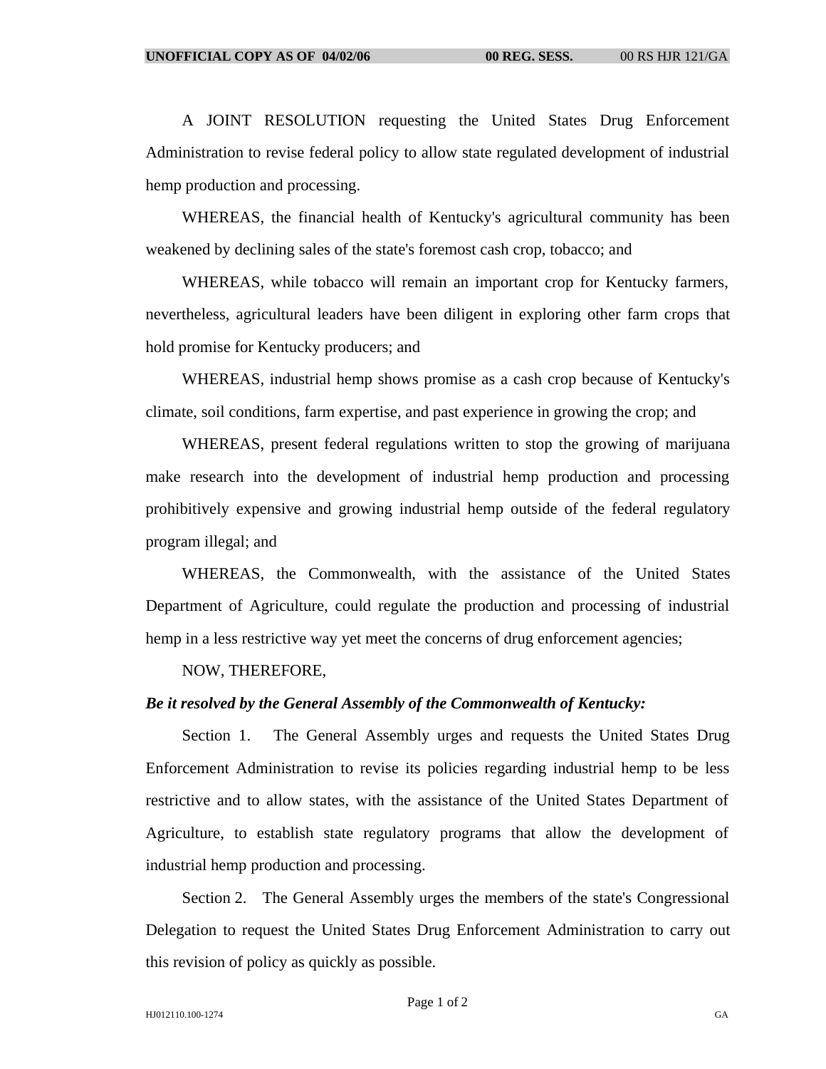A JOINT RESOLUTION requesting the United States Drug Enforcement Administration to revise federal policy to allow state regulated development of industrial hemp production and processing.

WHEREAS, the financial health of Kentucky's agricultural community has been weakened by declining sales of the state's foremost cash crop, tobacco; and

WHEREAS, while tobacco will remain an important crop for Kentucky farmers, nevertheless, agricultural leaders have been diligent in exploring other farm crops that hold promise for Kentucky producers; and

WHEREAS, industrial hemp shows promise as a cash crop because of Kentucky's climate, soil conditions, farm expertise, and past experience in growing the crop; and

WHEREAS, present federal regulations written to stop the growing of marijuana make research into the development of industrial hemp production and processing prohibitively expensive and growing industrial hemp outside of the federal regulatory program illegal; and

WHEREAS, the Commonwealth, with the assistance of the United States Department of Agriculture, could regulate the production and processing of industrial hemp in a less restrictive way yet meet the concerns of drug enforcement agencies;

NOW, THEREFORE,

***Be it resolved by the General Assembly of the Commonwealth of Kentucky:***

Section 1. The General Assembly urges and requests the United States Drug Enforcement Administration to revise its policies regarding industrial hemp to be less restrictive and to allow states, with the assistance of the United States Department of Agriculture, to establish state regulatory programs that allow the development of industrial hemp production and processing.

Section 2. The General Assembly urges the members of the state's Congressional Delegation to request the United States Drug Enforcement Administration to carry out this revision of policy as quickly as possible.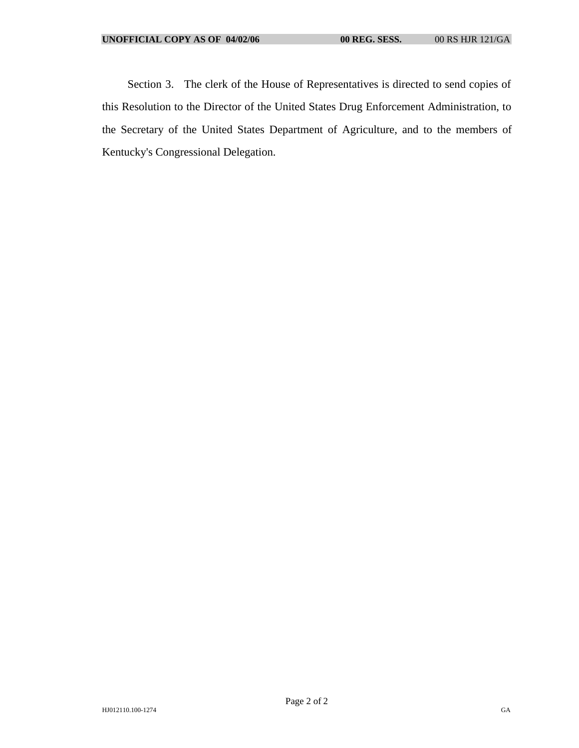Section 3. The clerk of the House of Representatives is directed to send copies of this Resolution to the Director of the United States Drug Enforcement Administration, to the Secretary of the United States Department of Agriculture, and to the members of Kentucky's Congressional Delegation.